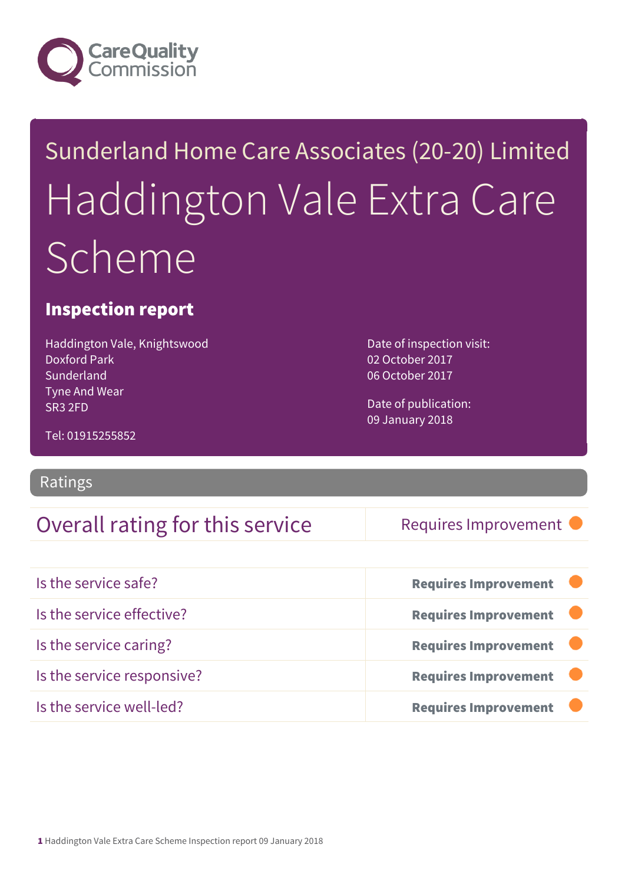Care Quality Commission

# Sunderland Home Care Associates (20-20) Limited

# Haddington Vale Extra Care Scheme

## Inspection report

Haddington Vale, Knightswood
Doxford Park
Sunderland
Tyne And Wear
SR3 2FD

Tel: 01915255852

Date of inspection visit:
02 October 2017
06 October 2017

Date of publication:
09 January 2018

## Ratings

| Overall rating for this service | Requires Improvement |
| --- | --- |

| | |
| --- | --- |
| Is the service safe? | **Requires Improvement** |
| Is the service effective? | **Requires Improvement** |
| Is the service caring? | **Requires Improvement** |
| Is the service responsive? | **Requires Improvement** |
| Is the service well-led? | **Requires Improvement** |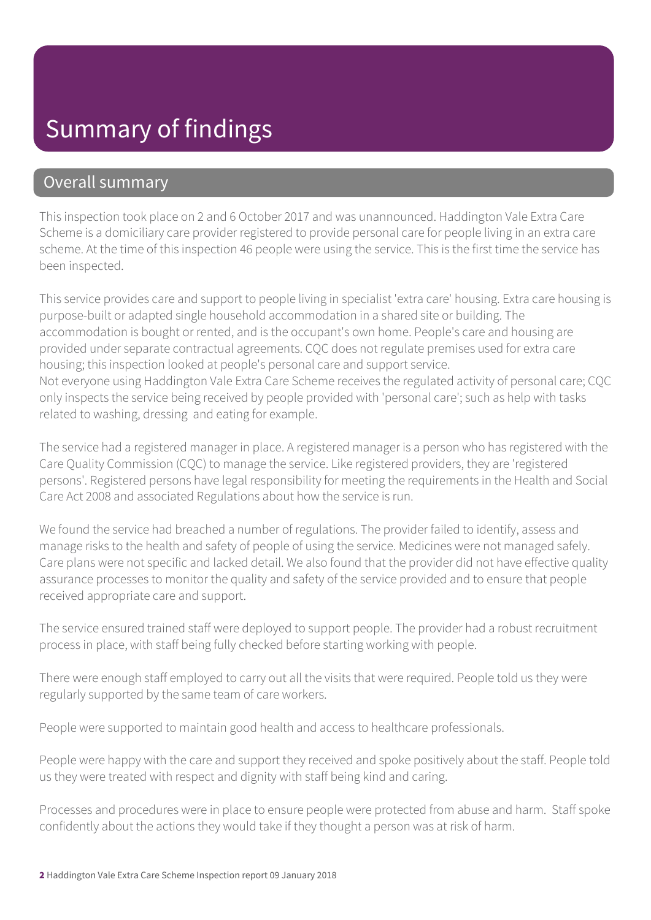# Summary of findings

## Overall summary

This inspection took place on 2 and 6 October 2017 and was unannounced. Haddington Vale Extra Care Scheme is a domiciliary care provider registered to provide personal care for people living in an extra care scheme. At the time of this inspection 46 people were using the service. This is the first time the service has been inspected.

This service provides care and support to people living in specialist 'extra care' housing. Extra care housing is purpose-built or adapted single household accommodation in a shared site or building. The accommodation is bought or rented, and is the occupant's own home. People's care and housing are provided under separate contractual agreements. CQC does not regulate premises used for extra care housing; this inspection looked at people's personal care and support service.
Not everyone using Haddington Vale Extra Care Scheme receives the regulated activity of personal care; CQC only inspects the service being received by people provided with 'personal care'; such as help with tasks related to washing, dressing and eating for example.

The service had a registered manager in place. A registered manager is a person who has registered with the Care Quality Commission (CQC) to manage the service. Like registered providers, they are 'registered persons'. Registered persons have legal responsibility for meeting the requirements in the Health and Social Care Act 2008 and associated Regulations about how the service is run.

We found the service had breached a number of regulations. The provider failed to identify, assess and manage risks to the health and safety of people of using the service. Medicines were not managed safely. Care plans were not specific and lacked detail. We also found that the provider did not have effective quality assurance processes to monitor the quality and safety of the service provided and to ensure that people received appropriate care and support.

The service ensured trained staff were deployed to support people. The provider had a robust recruitment process in place, with staff being fully checked before starting working with people.

There were enough staff employed to carry out all the visits that were required. People told us they were regularly supported by the same team of care workers.

People were supported to maintain good health and access to healthcare professionals.

People were happy with the care and support they received and spoke positively about the staff. People told us they were treated with respect and dignity with staff being kind and caring.

Processes and procedures were in place to ensure people were protected from abuse and harm. Staff spoke confidently about the actions they would take if they thought a person was at risk of harm.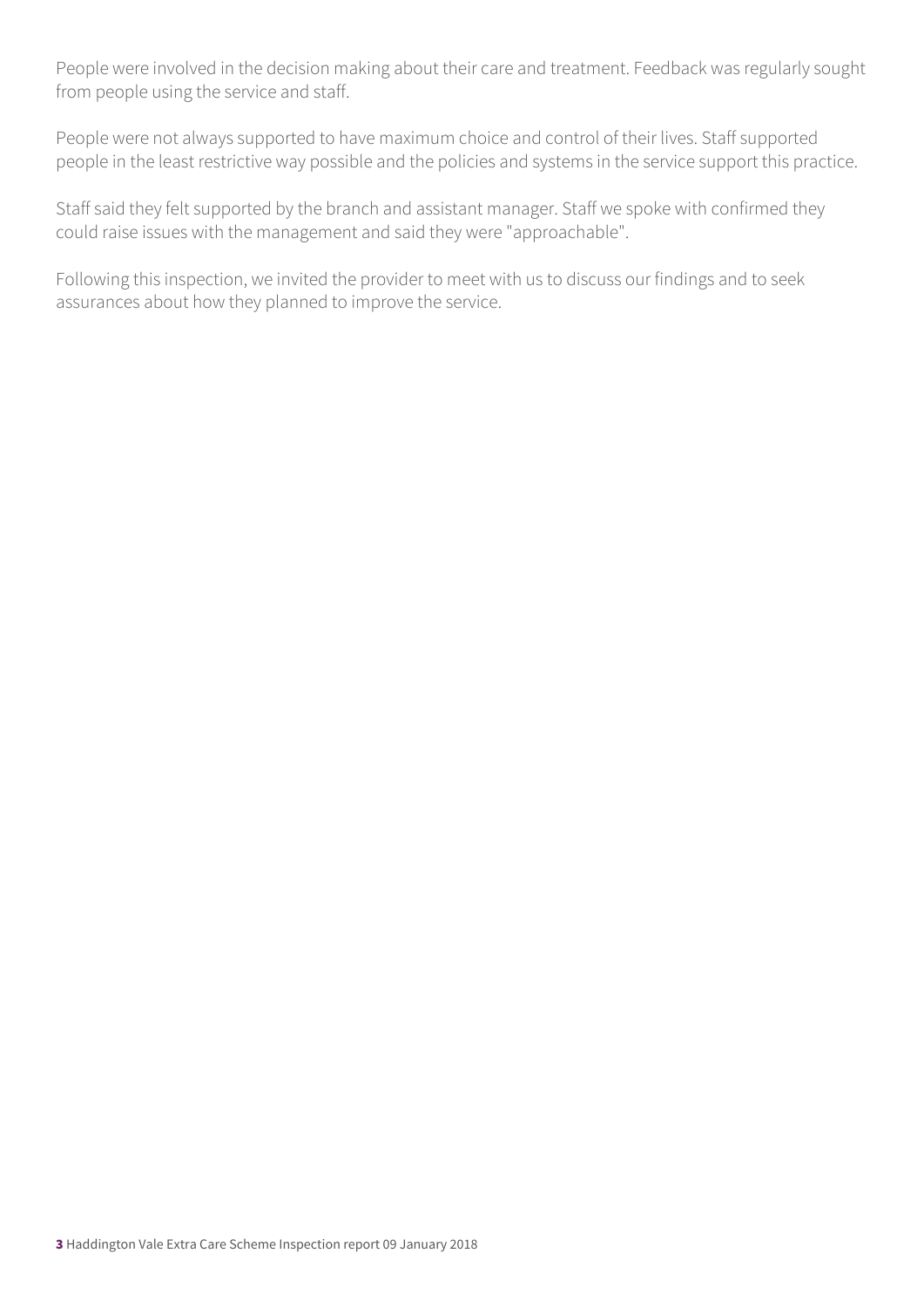People were involved in the decision making about their care and treatment. Feedback was regularly sought from people using the service and staff.

People were not always supported to have maximum choice and control of their lives. Staff supported people in the least restrictive way possible and the policies and systems in the service support this practice.

Staff said they felt supported by the branch and assistant manager. Staff we spoke with confirmed they could raise issues with the management and said they were "approachable".

Following this inspection, we invited the provider to meet with us to discuss our findings and to seek assurances about how they planned to improve the service.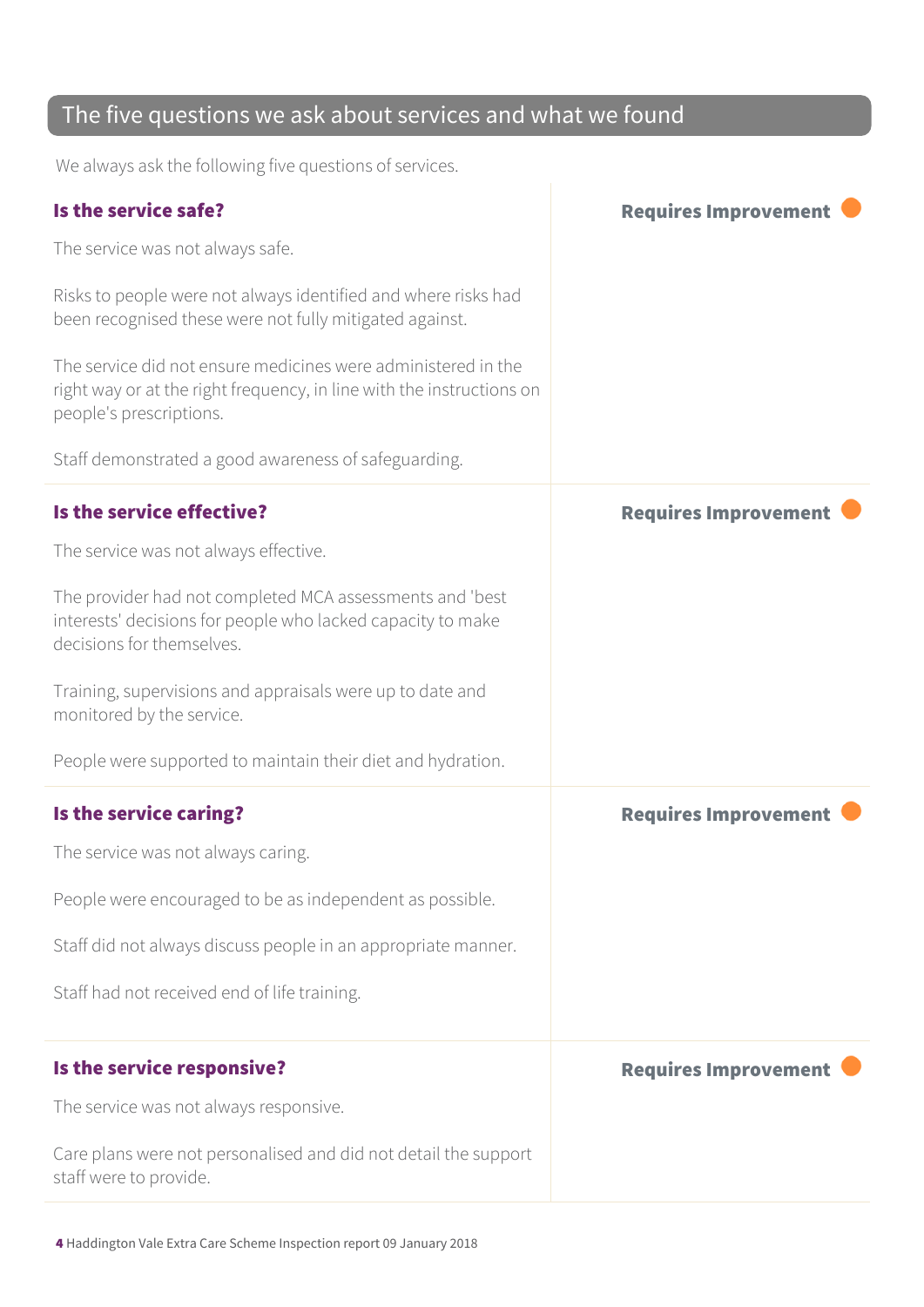## The five questions we ask about services and what we found

We always ask the following five questions of services.

### Is the service safe?

**Requires Improvement**

The service was not always safe.

Risks to people were not always identified and where risks had been recognised these were not fully mitigated against.

The service did not ensure medicines were administered in the right way or at the right frequency, in line with the instructions on people's prescriptions.

Staff demonstrated a good awareness of safeguarding.

### Is the service effective?

**Requires Improvement**

The service was not always effective.

The provider had not completed MCA assessments and 'best interests' decisions for people who lacked capacity to make decisions for themselves.

Training, supervisions and appraisals were up to date and monitored by the service.

People were supported to maintain their diet and hydration.

### Is the service caring?

**Requires Improvement**

The service was not always caring.

People were encouraged to be as independent as possible.

Staff did not always discuss people in an appropriate manner.

Staff had not received end of life training.

### Is the service responsive?

**Requires Improvement**

The service was not always responsive.

Care plans were not personalised and did not detail the support staff were to provide.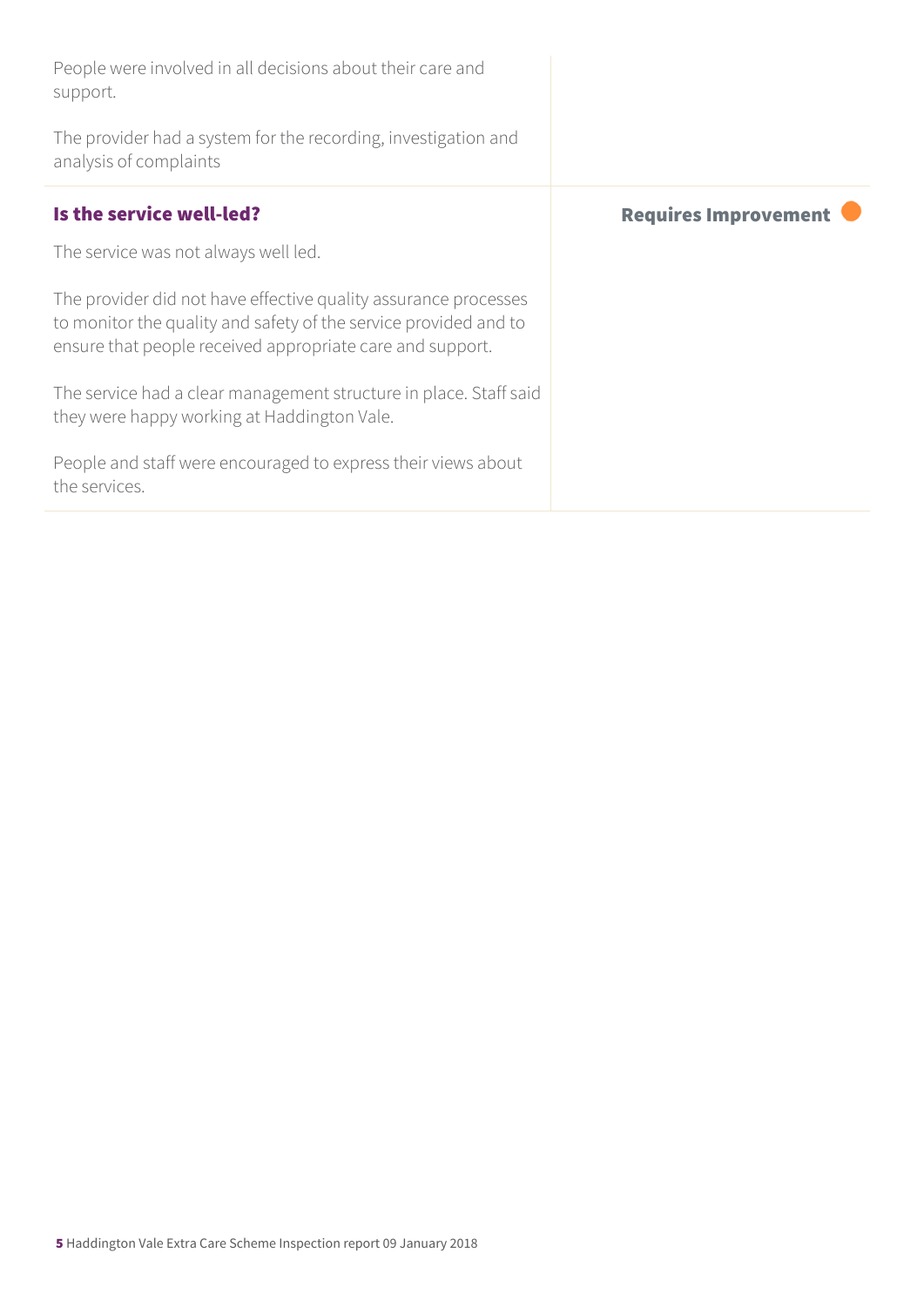People were involved in all decisions about their care and support.

The provider had a system for the recording, investigation and analysis of complaints

### Is the service well-led?

**Requires Improvement**

The service was not always well led.

The provider did not have effective quality assurance processes to monitor the quality and safety of the service provided and to ensure that people received appropriate care and support.

The service had a clear management structure in place. Staff said they were happy working at Haddington Vale.

People and staff were encouraged to express their views about the services.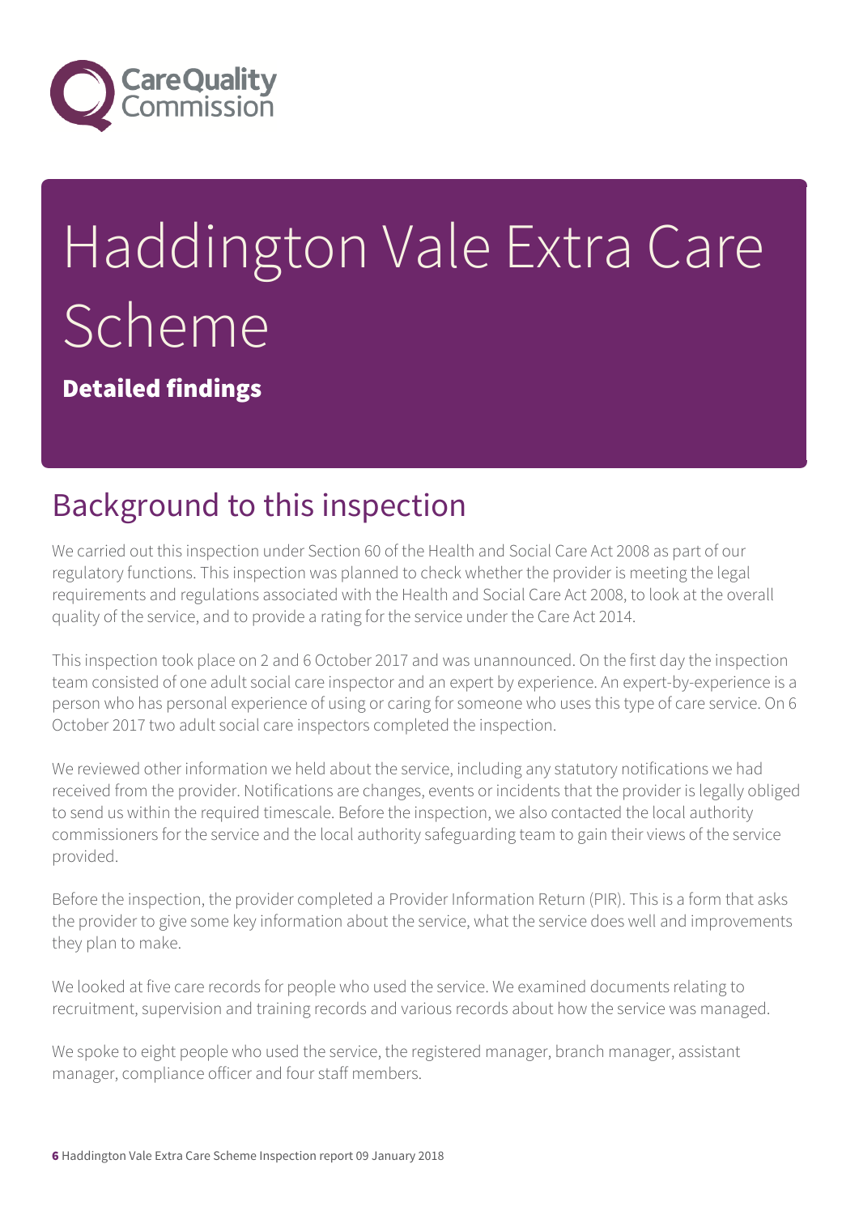# Haddington Vale Extra Care Scheme

**Detailed findings**

## Background to this inspection

We carried out this inspection under Section 60 of the Health and Social Care Act 2008 as part of our regulatory functions. This inspection was planned to check whether the provider is meeting the legal requirements and regulations associated with the Health and Social Care Act 2008, to look at the overall quality of the service, and to provide a rating for the service under the Care Act 2014.

This inspection took place on 2 and 6 October 2017 and was unannounced. On the first day the inspection team consisted of one adult social care inspector and an expert by experience. An expert-by-experience is a person who has personal experience of using or caring for someone who uses this type of care service. On 6 October 2017 two adult social care inspectors completed the inspection.

We reviewed other information we held about the service, including any statutory notifications we had received from the provider. Notifications are changes, events or incidents that the provider is legally obliged to send us within the required timescale. Before the inspection, we also contacted the local authority commissioners for the service and the local authority safeguarding team to gain their views of the service provided.

Before the inspection, the provider completed a Provider Information Return (PIR). This is a form that asks the provider to give some key information about the service, what the service does well and improvements they plan to make.

We looked at five care records for people who used the service. We examined documents relating to recruitment, supervision and training records and various records about how the service was managed.

We spoke to eight people who used the service, the registered manager, branch manager, assistant manager, compliance officer and four staff members.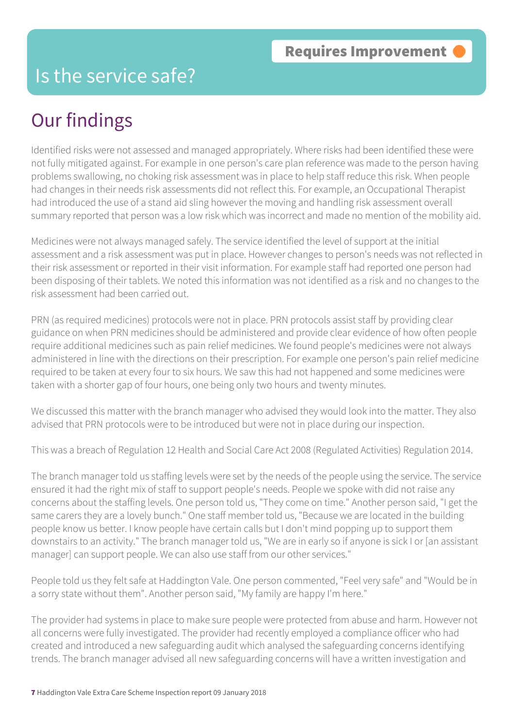# Is the service safe?

**Requires Improvement**

## Our findings

Identified risks were not assessed and managed appropriately. Where risks had been identified these were not fully mitigated against. For example in one person's care plan reference was made to the person having problems swallowing, no choking risk assessment was in place to help staff reduce this risk. When people had changes in their needs risk assessments did not reflect this. For example, an Occupational Therapist had introduced the use of a stand aid sling however the moving and handling risk assessment overall summary reported that person was a low risk which was incorrect and made no mention of the mobility aid.

Medicines were not always managed safely. The service identified the level of support at the initial assessment and a risk assessment was put in place. However changes to person's needs was not reflected in their risk assessment or reported in their visit information. For example staff had reported one person had been disposing of their tablets. We noted this information was not identified as a risk and no changes to the risk assessment had been carried out.

PRN (as required medicines) protocols were not in place. PRN protocols assist staff by providing clear guidance on when PRN medicines should be administered and provide clear evidence of how often people require additional medicines such as pain relief medicines. We found people's medicines were not always administered in line with the directions on their prescription. For example one person's pain relief medicine required to be taken at every four to six hours. We saw this had not happened and some medicines were taken with a shorter gap of four hours, one being only two hours and twenty minutes.

We discussed this matter with the branch manager who advised they would look into the matter. They also advised that PRN protocols were to be introduced but were not in place during our inspection.

This was a breach of Regulation 12 Health and Social Care Act 2008 (Regulated Activities) Regulation 2014.

The branch manager told us staffing levels were set by the needs of the people using the service. The service ensured it had the right mix of staff to support people's needs. People we spoke with did not raise any concerns about the staffing levels. One person told us, "They come on time." Another person said, "I get the same carers they are a lovely bunch." One staff member told us, "Because we are located in the building people know us better. I know people have certain calls but I don't mind popping up to support them downstairs to an activity." The branch manager told us, "We are in early so if anyone is sick I or [an assistant manager] can support people. We can also use staff from our other services."

People told us they felt safe at Haddington Vale. One person commented, "Feel very safe" and "Would be in a sorry state without them". Another person said, "My family are happy I'm here."

The provider had systems in place to make sure people were protected from abuse and harm. However not all concerns were fully investigated. The provider had recently employed a compliance officer who had created and introduced a new safeguarding audit which analysed the safeguarding concerns identifying trends. The branch manager advised all new safeguarding concerns will have a written investigation and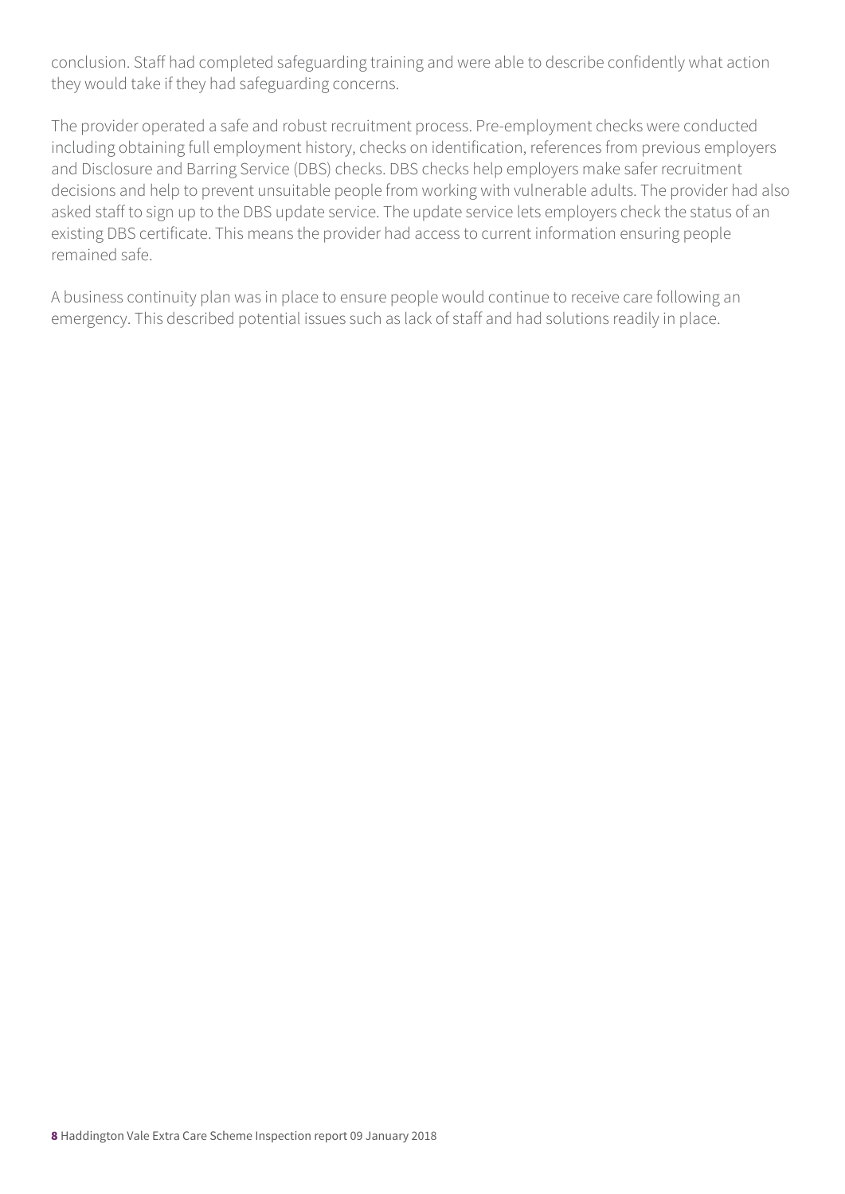conclusion. Staff had completed safeguarding training and were able to describe confidently what action they would take if they had safeguarding concerns.

The provider operated a safe and robust recruitment process. Pre-employment checks were conducted including obtaining full employment history, checks on identification, references from previous employers and Disclosure and Barring Service (DBS) checks. DBS checks help employers make safer recruitment decisions and help to prevent unsuitable people from working with vulnerable adults. The provider had also asked staff to sign up to the DBS update service. The update service lets employers check the status of an existing DBS certificate. This means the provider had access to current information ensuring people remained safe.

A business continuity plan was in place to ensure people would continue to receive care following an emergency. This described potential issues such as lack of staff and had solutions readily in place.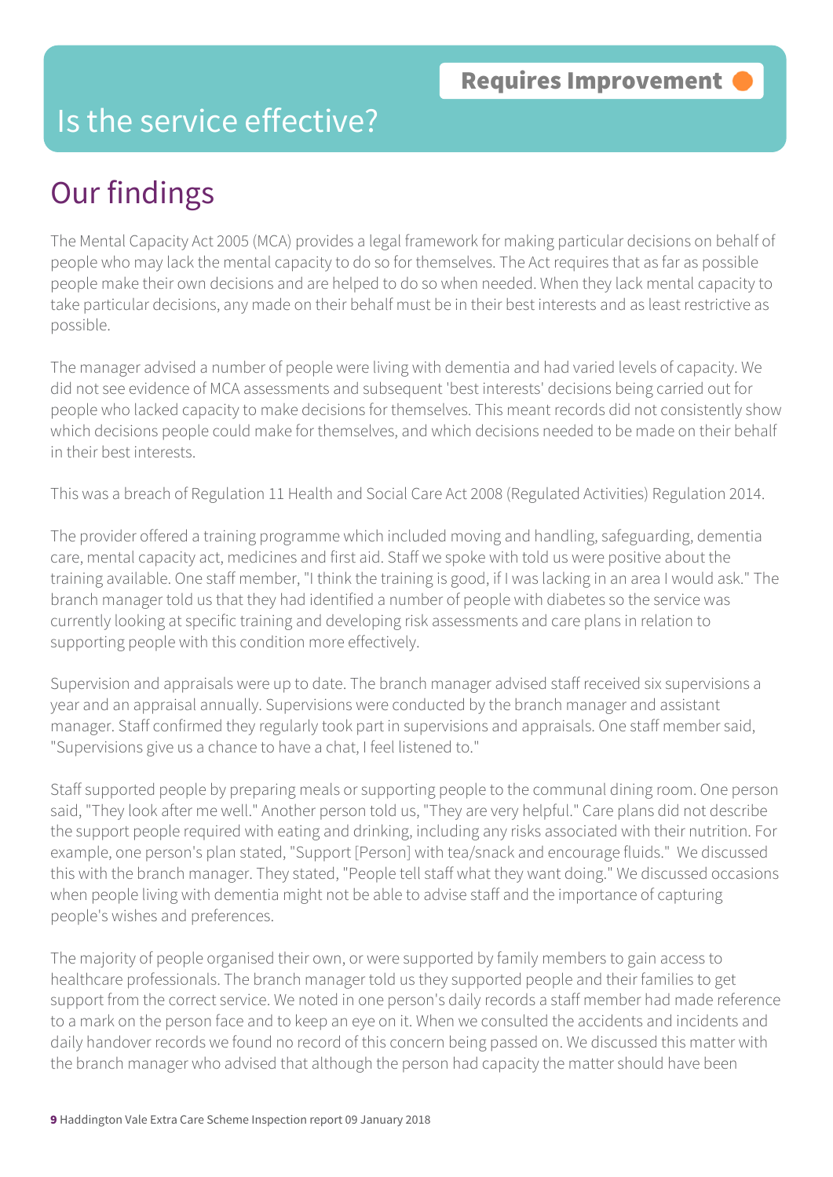# Is the service effective?

**Requires Improvement**

## Our findings

The Mental Capacity Act 2005 (MCA) provides a legal framework for making particular decisions on behalf of people who may lack the mental capacity to do so for themselves. The Act requires that as far as possible people make their own decisions and are helped to do so when needed. When they lack mental capacity to take particular decisions, any made on their behalf must be in their best interests and as least restrictive as possible.

The manager advised a number of people were living with dementia and had varied levels of capacity. We did not see evidence of MCA assessments and subsequent 'best interests' decisions being carried out for people who lacked capacity to make decisions for themselves. This meant records did not consistently show which decisions people could make for themselves, and which decisions needed to be made on their behalf in their best interests.

This was a breach of Regulation 11 Health and Social Care Act 2008 (Regulated Activities) Regulation 2014.

The provider offered a training programme which included moving and handling, safeguarding, dementia care, mental capacity act, medicines and first aid. Staff we spoke with told us were positive about the training available. One staff member, "I think the training is good, if I was lacking in an area I would ask." The branch manager told us that they had identified a number of people with diabetes so the service was currently looking at specific training and developing risk assessments and care plans in relation to supporting people with this condition more effectively.

Supervision and appraisals were up to date. The branch manager advised staff received six supervisions a year and an appraisal annually. Supervisions were conducted by the branch manager and assistant manager. Staff confirmed they regularly took part in supervisions and appraisals. One staff member said, "Supervisions give us a chance to have a chat, I feel listened to."

Staff supported people by preparing meals or supporting people to the communal dining room. One person said, "They look after me well." Another person told us, "They are very helpful." Care plans did not describe the support people required with eating and drinking, including any risks associated with their nutrition. For example, one person's plan stated, "Support [Person] with tea/snack and encourage fluids." We discussed this with the branch manager. They stated, "People tell staff what they want doing." We discussed occasions when people living with dementia might not be able to advise staff and the importance of capturing people's wishes and preferences.

The majority of people organised their own, or were supported by family members to gain access to healthcare professionals. The branch manager told us they supported people and their families to get support from the correct service. We noted in one person's daily records a staff member had made reference to a mark on the person face and to keep an eye on it. When we consulted the accidents and incidents and daily handover records we found no record of this concern being passed on. We discussed this matter with the branch manager who advised that although the person had capacity the matter should have been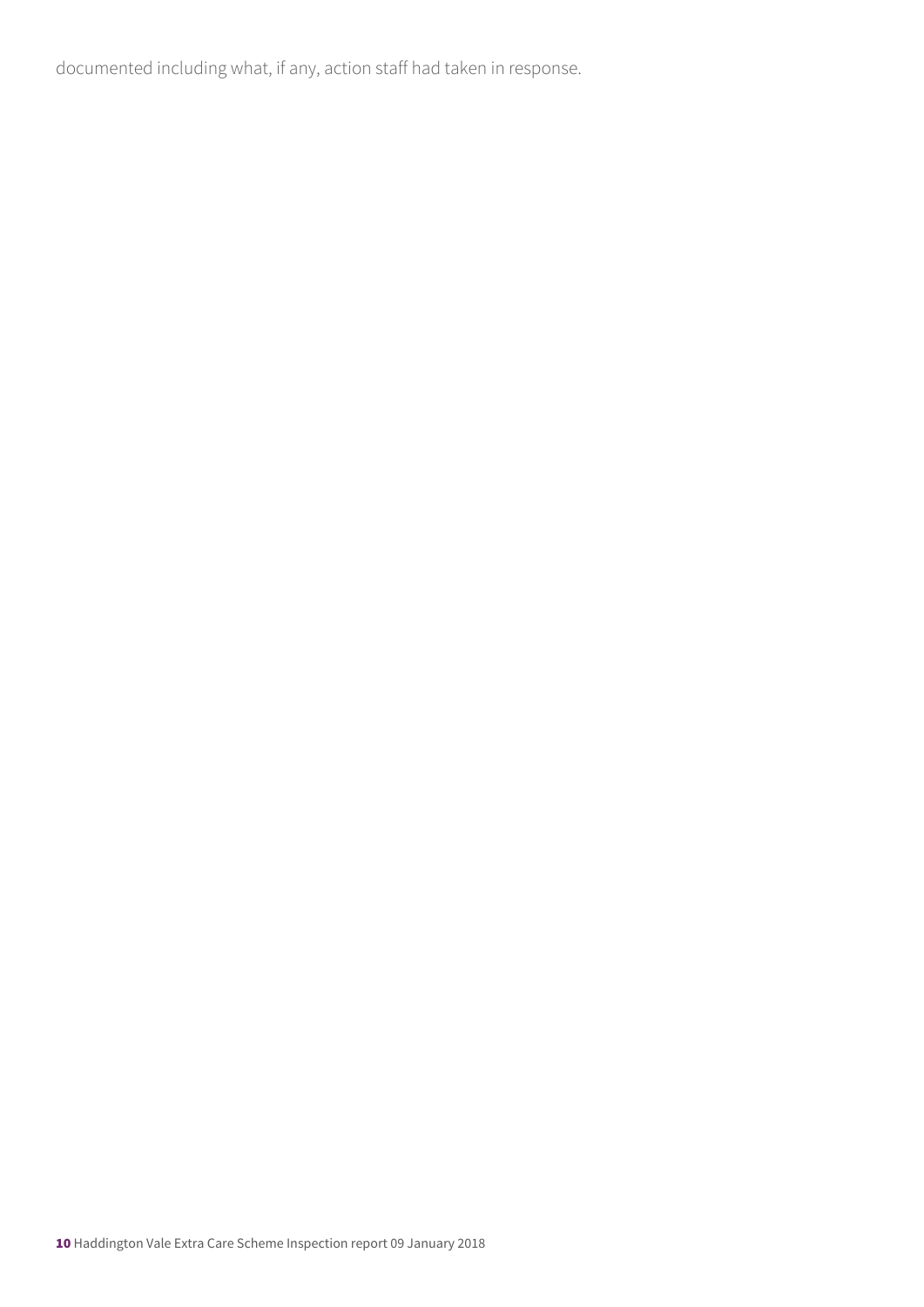documented including what, if any, action staff had taken in response.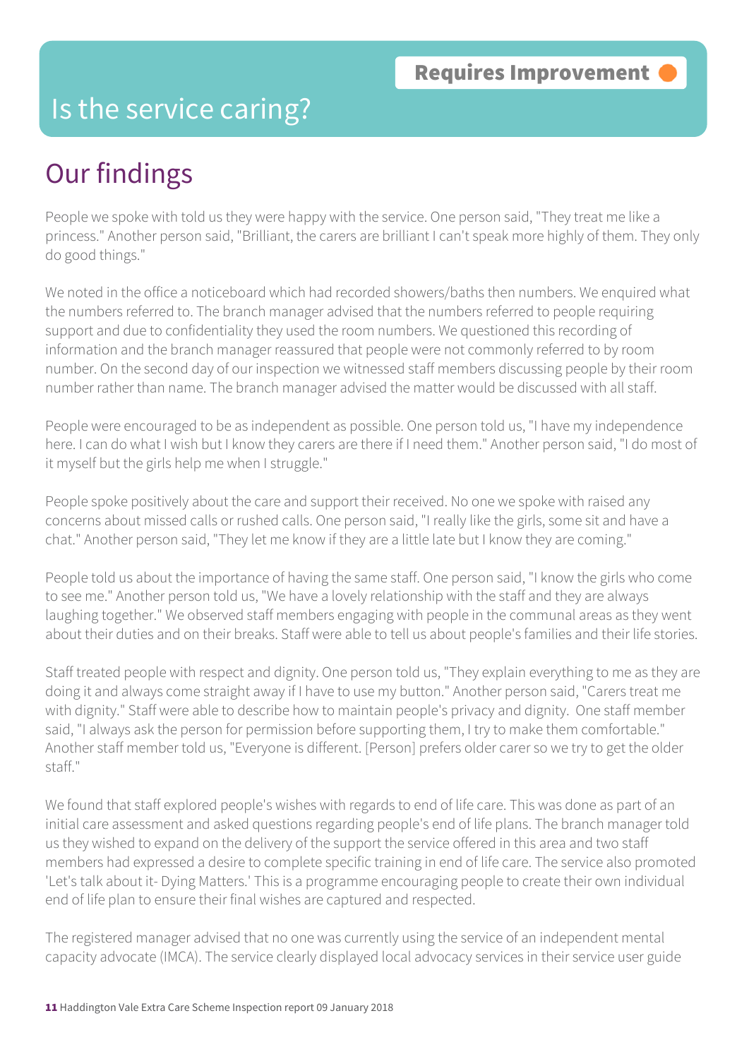# Is the service caring?

**Requires Improvement**

## Our findings

People we spoke with told us they were happy with the service. One person said, "They treat me like a princess." Another person said, "Brilliant, the carers are brilliant I can't speak more highly of them. They only do good things."

We noted in the office a noticeboard which had recorded showers/baths then numbers. We enquired what the numbers referred to. The branch manager advised that the numbers referred to people requiring support and due to confidentiality they used the room numbers. We questioned this recording of information and the branch manager reassured that people were not commonly referred to by room number. On the second day of our inspection we witnessed staff members discussing people by their room number rather than name. The branch manager advised the matter would be discussed with all staff.

People were encouraged to be as independent as possible. One person told us, "I have my independence here. I can do what I wish but I know they carers are there if I need them." Another person said, "I do most of it myself but the girls help me when I struggle."

People spoke positively about the care and support their received. No one we spoke with raised any concerns about missed calls or rushed calls. One person said, "I really like the girls, some sit and have a chat." Another person said, "They let me know if they are a little late but I know they are coming."

People told us about the importance of having the same staff. One person said, "I know the girls who come to see me." Another person told us, "We have a lovely relationship with the staff and they are always laughing together." We observed staff members engaging with people in the communal areas as they went about their duties and on their breaks. Staff were able to tell us about people's families and their life stories.

Staff treated people with respect and dignity. One person told us, "They explain everything to me as they are doing it and always come straight away if I have to use my button." Another person said, "Carers treat me with dignity." Staff were able to describe how to maintain people's privacy and dignity. One staff member said, "I always ask the person for permission before supporting them, I try to make them comfortable." Another staff member told us, "Everyone is different. [Person] prefers older carer so we try to get the older staff."

We found that staff explored people's wishes with regards to end of life care. This was done as part of an initial care assessment and asked questions regarding people's end of life plans. The branch manager told us they wished to expand on the delivery of the support the service offered in this area and two staff members had expressed a desire to complete specific training in end of life care. The service also promoted 'Let's talk about it- Dying Matters.' This is a programme encouraging people to create their own individual end of life plan to ensure their final wishes are captured and respected.

The registered manager advised that no one was currently using the service of an independent mental capacity advocate (IMCA). The service clearly displayed local advocacy services in their service user guide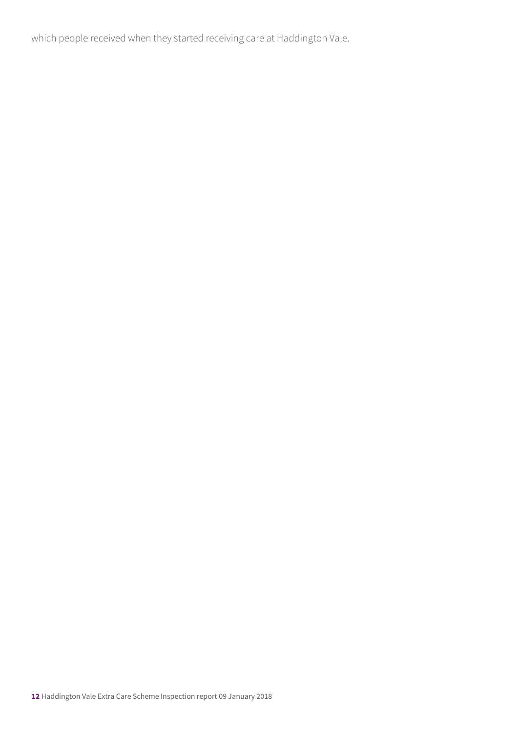which people received when they started receiving care at Haddington Vale.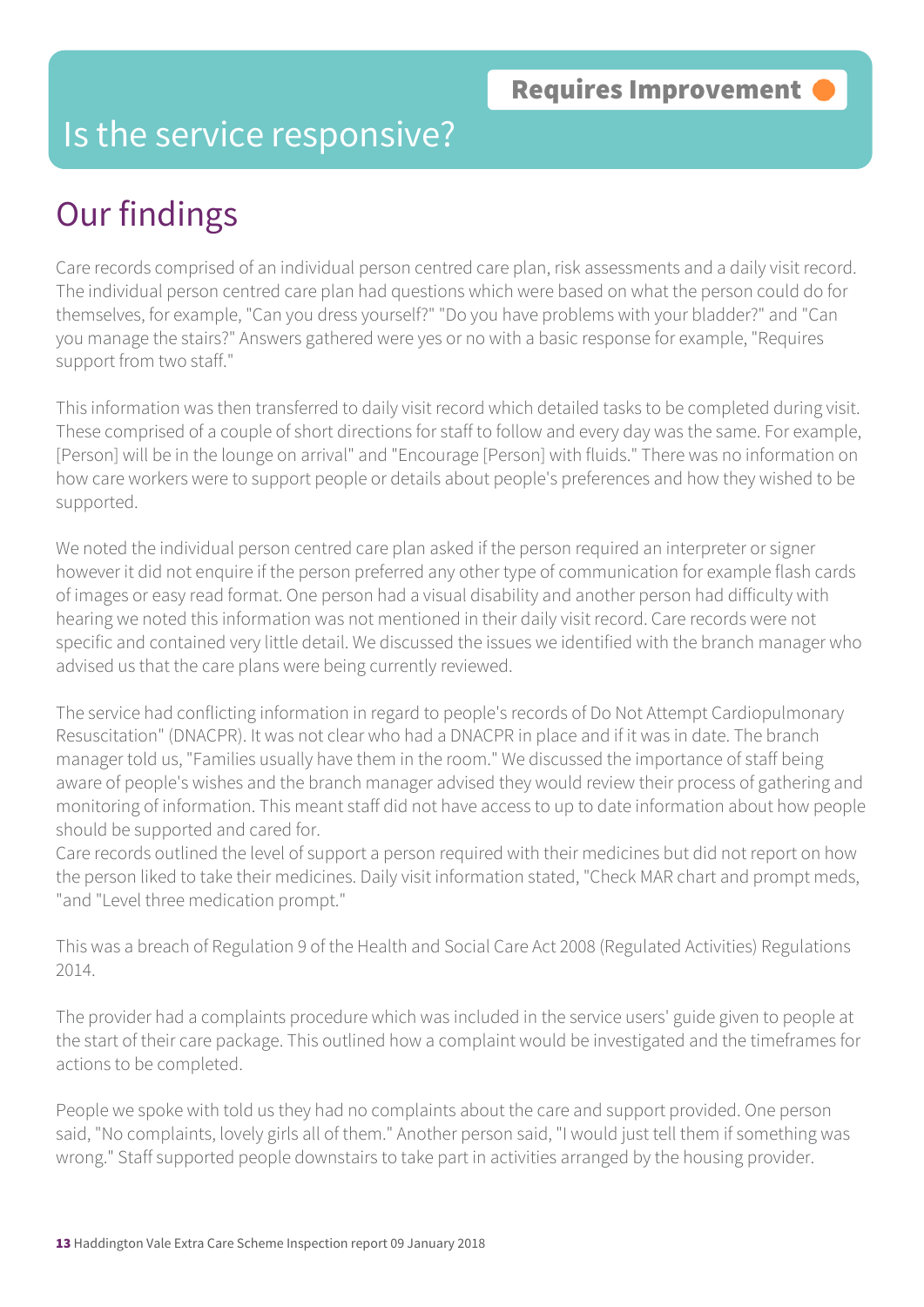# Is the service responsive?

**Requires Improvement**

## Our findings

Care records comprised of an individual person centred care plan, risk assessments and a daily visit record. The individual person centred care plan had questions which were based on what the person could do for themselves, for example, "Can you dress yourself?" "Do you have problems with your bladder?" and "Can you manage the stairs?" Answers gathered were yes or no with a basic response for example, "Requires support from two staff."

This information was then transferred to daily visit record which detailed tasks to be completed during visit. These comprised of a couple of short directions for staff to follow and every day was the same. For example, [Person] will be in the lounge on arrival" and "Encourage [Person] with fluids." There was no information on how care workers were to support people or details about people's preferences and how they wished to be supported.

We noted the individual person centred care plan asked if the person required an interpreter or signer however it did not enquire if the person preferred any other type of communication for example flash cards of images or easy read format. One person had a visual disability and another person had difficulty with hearing we noted this information was not mentioned in their daily visit record. Care records were not specific and contained very little detail. We discussed the issues we identified with the branch manager who advised us that the care plans were being currently reviewed.

The service had conflicting information in regard to people's records of Do Not Attempt Cardiopulmonary Resuscitation" (DNACPR). It was not clear who had a DNACPR in place and if it was in date. The branch manager told us, "Families usually have them in the room." We discussed the importance of staff being aware of people's wishes and the branch manager advised they would review their process of gathering and monitoring of information. This meant staff did not have access to up to date information about how people should be supported and cared for.
Care records outlined the level of support a person required with their medicines but did not report on how the person liked to take their medicines. Daily visit information stated, "Check MAR chart and prompt meds, "and "Level three medication prompt."

This was a breach of Regulation 9 of the Health and Social Care Act 2008 (Regulated Activities) Regulations 2014.

The provider had a complaints procedure which was included in the service users' guide given to people at the start of their care package. This outlined how a complaint would be investigated and the timeframes for actions to be completed.

People we spoke with told us they had no complaints about the care and support provided. One person said, "No complaints, lovely girls all of them." Another person said, "I would just tell them if something was wrong." Staff supported people downstairs to take part in activities arranged by the housing provider.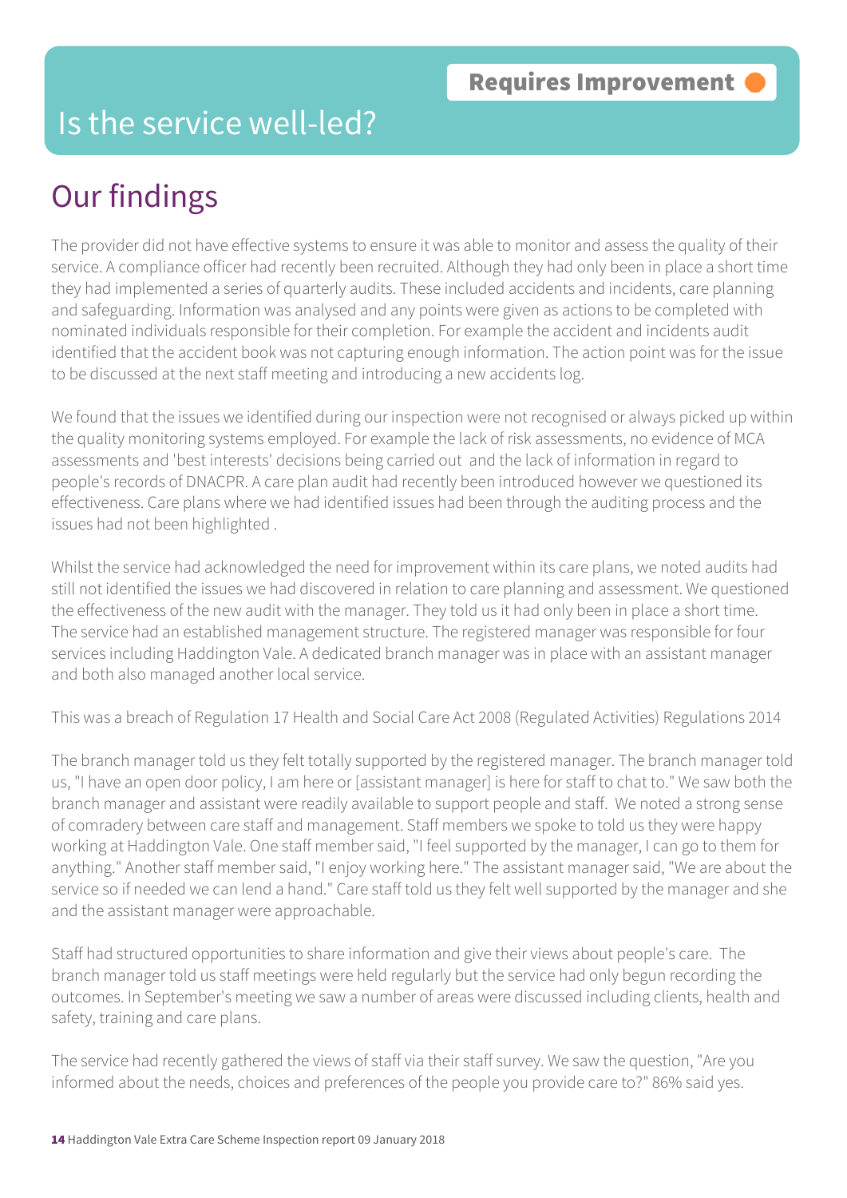Requires Improvement

# Is the service well-led?

## Our findings

The provider did not have effective systems to ensure it was able to monitor and assess the quality of their service. A compliance officer had recently been recruited. Although they had only been in place a short time they had implemented a series of quarterly audits. These included accidents and incidents, care planning and safeguarding. Information was analysed and any points were given as actions to be completed with nominated individuals responsible for their completion. For example the accident and incidents audit identified that the accident book was not capturing enough information. The action point was for the issue to be discussed at the next staff meeting and introducing a new accidents log.

We found that the issues we identified during our inspection were not recognised or always picked up within the quality monitoring systems employed. For example the lack of risk assessments, no evidence of MCA assessments and 'best interests' decisions being carried out and the lack of information in regard to people's records of DNACPR. A care plan audit had recently been introduced however we questioned its effectiveness. Care plans where we had identified issues had been through the auditing process and the issues had not been highlighted .

Whilst the service had acknowledged the need for improvement within its care plans, we noted audits had still not identified the issues we had discovered in relation to care planning and assessment. We questioned the effectiveness of the new audit with the manager. They told us it had only been in place a short time. The service had an established management structure. The registered manager was responsible for four services including Haddington Vale. A dedicated branch manager was in place with an assistant manager and both also managed another local service.

This was a breach of Regulation 17 Health and Social Care Act 2008 (Regulated Activities) Regulations 2014

The branch manager told us they felt totally supported by the registered manager. The branch manager told us, "I have an open door policy, I am here or [assistant manager] is here for staff to chat to." We saw both the branch manager and assistant were readily available to support people and staff. We noted a strong sense of comradery between care staff and management. Staff members we spoke to told us they were happy working at Haddington Vale. One staff member said, "I feel supported by the manager, I can go to them for anything." Another staff member said, "I enjoy working here." The assistant manager said, "We are about the service so if needed we can lend a hand." Care staff told us they felt well supported by the manager and she and the assistant manager were approachable.

Staff had structured opportunities to share information and give their views about people's care. The branch manager told us staff meetings were held regularly but the service had only begun recording the outcomes. In September's meeting we saw a number of areas were discussed including clients, health and safety, training and care plans.

The service had recently gathered the views of staff via their staff survey. We saw the question, "Are you informed about the needs, choices and preferences of the people you provide care to?" 86% said yes.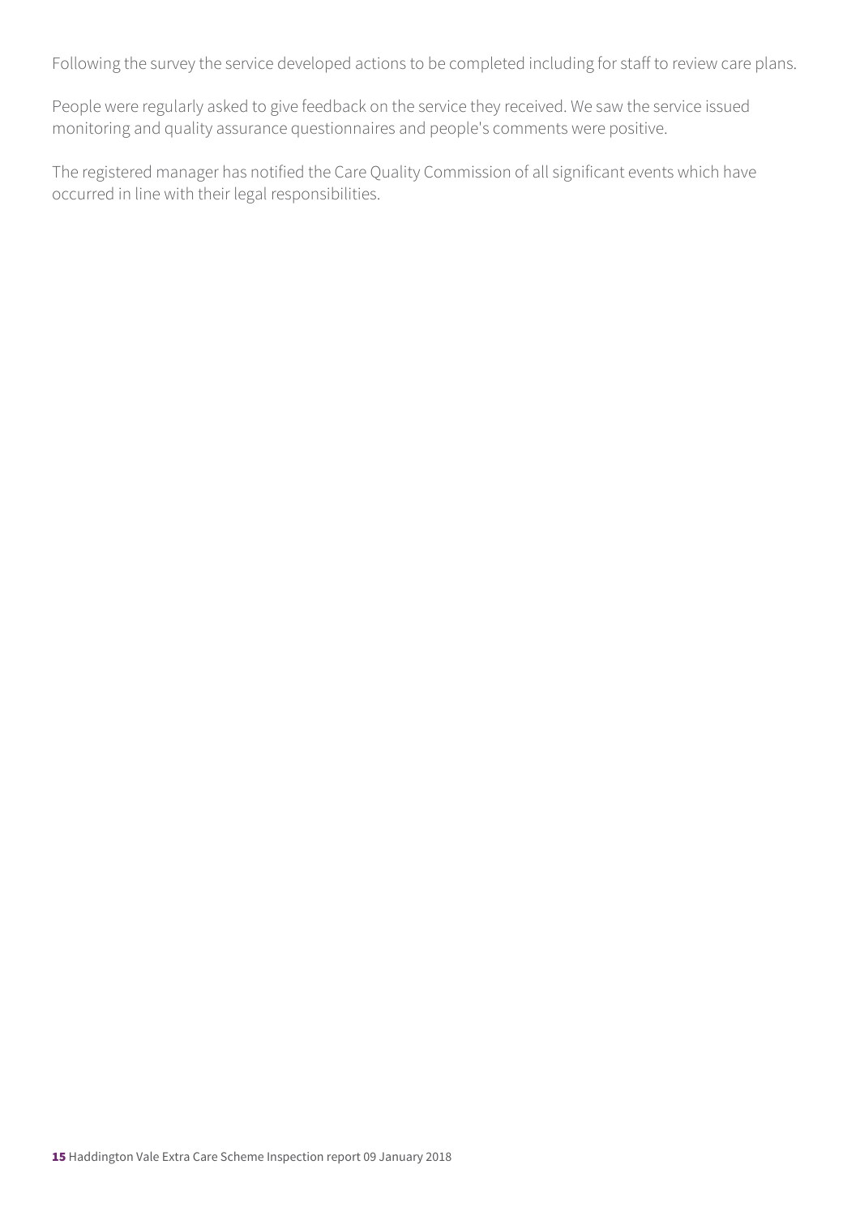Following the survey the service developed actions to be completed including for staff to review care plans.

People were regularly asked to give feedback on the service they received. We saw the service issued monitoring and quality assurance questionnaires and people's comments were positive.

The registered manager has notified the Care Quality Commission of all significant events which have occurred in line with their legal responsibilities.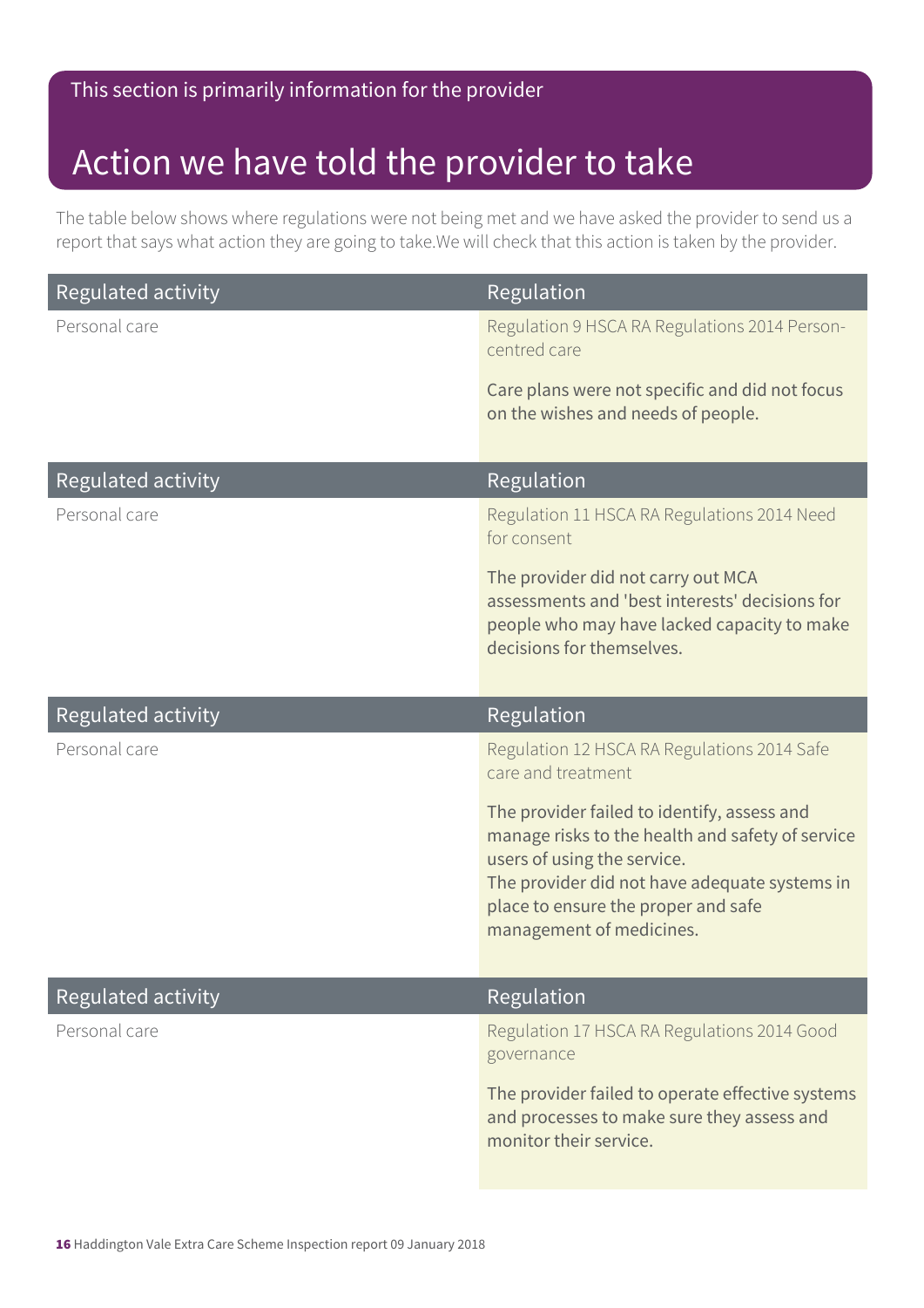This section is primarily information for the provider

# Action we have told the provider to take

The table below shows where regulations were not being met and we have asked the provider to send us a report that says what action they are going to take.We will check that this action is taken by the provider.

| Regulated activity | Regulation |
| --- | --- |
| Personal care | Regulation 9 HSCA RA Regulations 2014 Person-centred care<br><br>Care plans were not specific and did not focus on the wishes and needs of people. |

| Regulated activity | Regulation |
| --- | --- |
| Personal care | Regulation 11 HSCA RA Regulations 2014 Need for consent<br><br>The provider did not carry out MCA assessments and 'best interests' decisions for people who may have lacked capacity to make decisions for themselves. |

| Regulated activity | Regulation |
| --- | --- |
| Personal care | Regulation 12 HSCA RA Regulations 2014 Safe care and treatment<br><br>The provider failed to identify, assess and manage risks to the health and safety of service users of using the service.<br>The provider did not have adequate systems in place to ensure the proper and safe management of medicines. |

| Regulated activity | Regulation |
| --- | --- |
| Personal care | Regulation 17 HSCA RA Regulations 2014 Good governance<br><br>The provider failed to operate effective systems and processes to make sure they assess and monitor their service. |